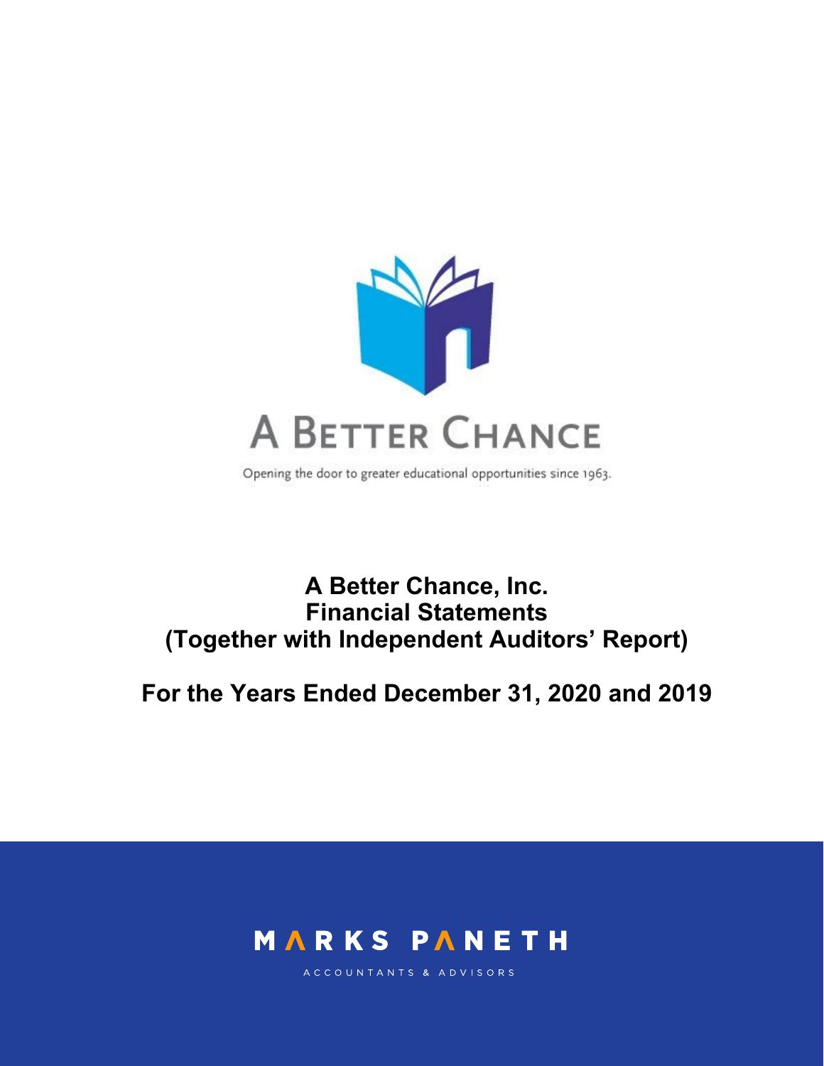A BETTER CHANCE

Opening the door to greater educational opportunities since 1963.

# A Better Chance, Inc.
# Financial Statements
# (Together with Independent Auditors' Report)

## For the Years Ended December 31, 2020 and 2019

MARKS PANETH

ACCOUNTANTS & ADVISORS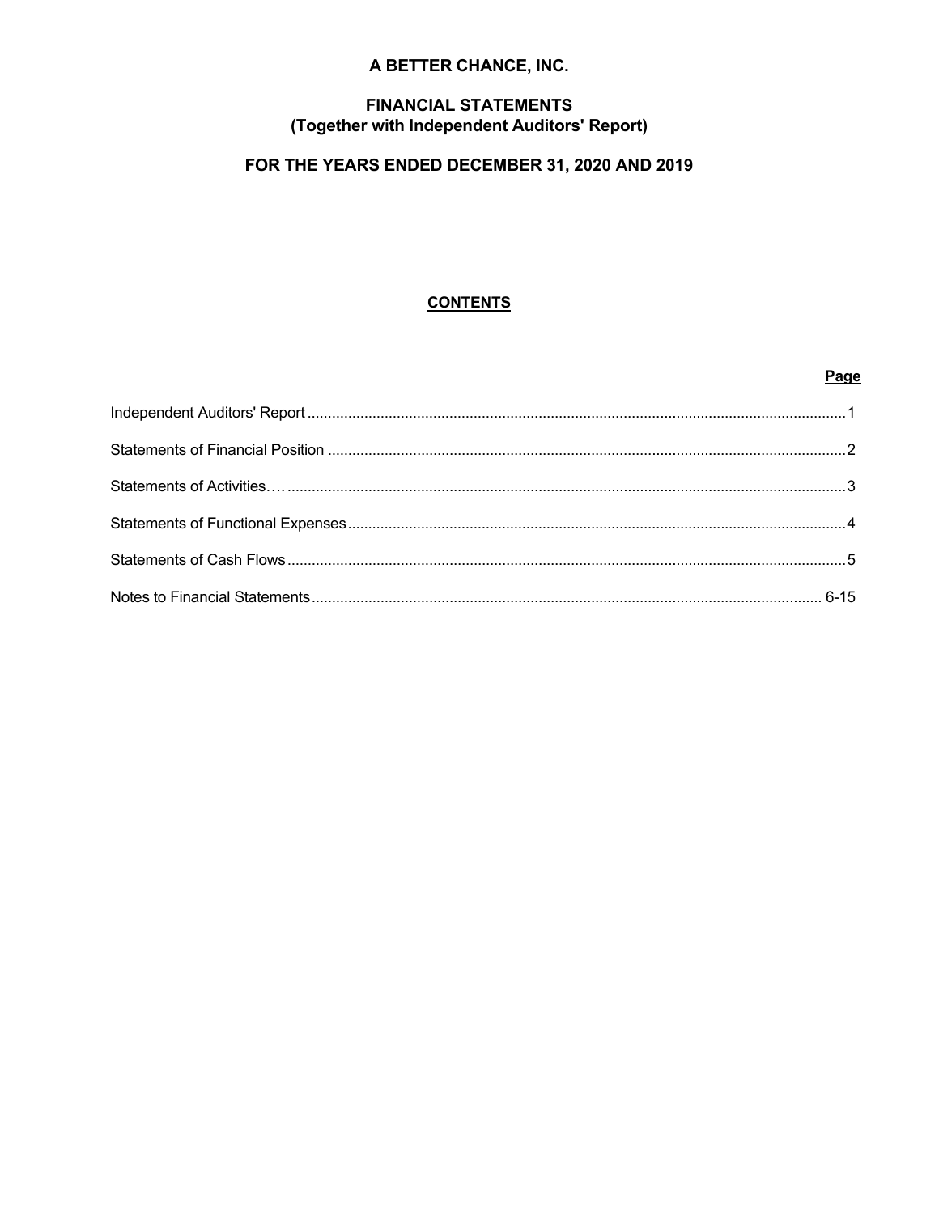# A BETTER CHANCE, INC.

## FINANCIAL STATEMENTS
## (Together with Independent Auditors' Report)

## FOR THE YEARS ENDED DECEMBER 31, 2020 AND 2019

**CONTENTS**

| | Page |
|---|---|
| Independent Auditors' Report | 1 |
| Statements of Financial Position | 2 |
| Statements of Activities | 3 |
| Statements of Functional Expenses | 4 |
| Statements of Cash Flows | 5 |
| Notes to Financial Statements | 6-15 |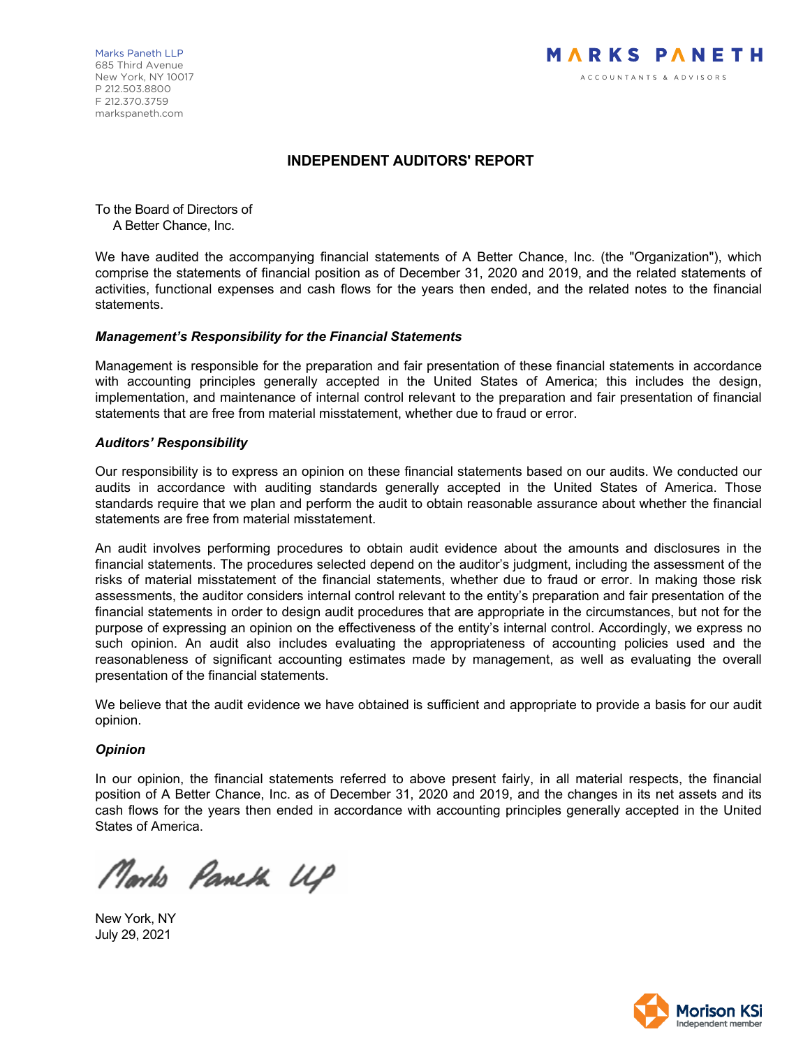Marks Paneth LLP
685 Third Avenue
New York, NY 10017
P 212.503.8800
F 212.370.3759
markspaneth.com

MARKS PANETH
ACCOUNTANTS & ADVISORS

# INDEPENDENT AUDITORS' REPORT

To the Board of Directors of
A Better Chance, Inc.

We have audited the accompanying financial statements of A Better Chance, Inc. (the "Organization"), which comprise the statements of financial position as of December 31, 2020 and 2019, and the related statements of activities, functional expenses and cash flows for the years then ended, and the related notes to the financial statements.

***Management's Responsibility for the Financial Statements***

Management is responsible for the preparation and fair presentation of these financial statements in accordance with accounting principles generally accepted in the United States of America; this includes the design, implementation, and maintenance of internal control relevant to the preparation and fair presentation of financial statements that are free from material misstatement, whether due to fraud or error.

***Auditors' Responsibility***

Our responsibility is to express an opinion on these financial statements based on our audits. We conducted our audits in accordance with auditing standards generally accepted in the United States of America. Those standards require that we plan and perform the audit to obtain reasonable assurance about whether the financial statements are free from material misstatement.

An audit involves performing procedures to obtain audit evidence about the amounts and disclosures in the financial statements. The procedures selected depend on the auditor's judgment, including the assessment of the risks of material misstatement of the financial statements, whether due to fraud or error. In making those risk assessments, the auditor considers internal control relevant to the entity's preparation and fair presentation of the financial statements in order to design audit procedures that are appropriate in the circumstances, but not for the purpose of expressing an opinion on the effectiveness of the entity's internal control. Accordingly, we express no such opinion. An audit also includes evaluating the appropriateness of accounting policies used and the reasonableness of significant accounting estimates made by management, as well as evaluating the overall presentation of the financial statements.

We believe that the audit evidence we have obtained is sufficient and appropriate to provide a basis for our audit opinion.

***Opinion***

In our opinion, the financial statements referred to above present fairly, in all material respects, the financial position of A Better Chance, Inc. as of December 31, 2020 and 2019, and the changes in its net assets and its cash flows for the years then ended in accordance with accounting principles generally accepted in the United States of America.

Marks Paneth LLP

New York, NY
July 29, 2021

Morison KSi
Independent member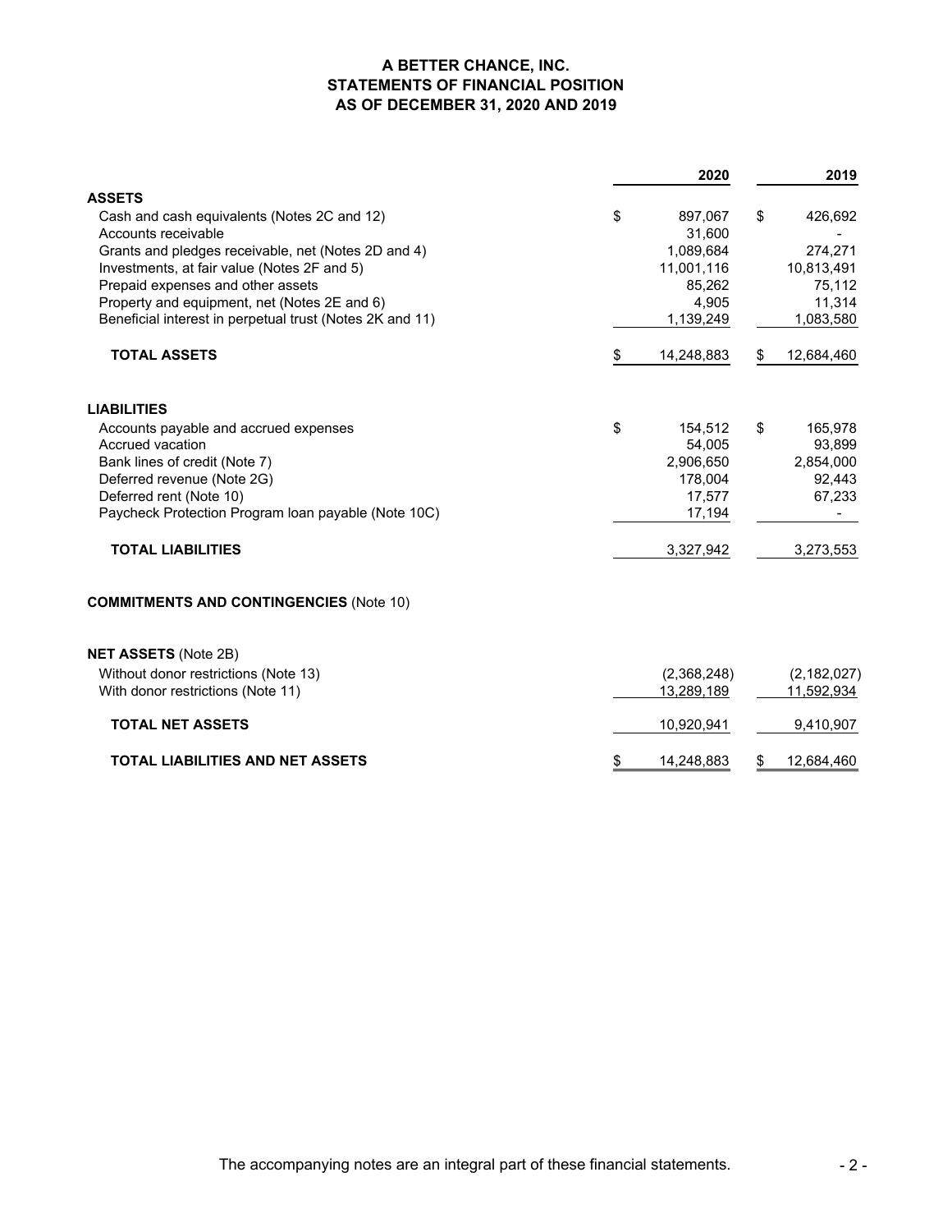# A BETTER CHANCE, INC.
## STATEMENTS OF FINANCIAL POSITION
### AS OF DECEMBER 31, 2020 AND 2019

| | 2020 | 2019 |
|---|---|---|
| **ASSETS** | | |
| Cash and cash equivalents (Notes 2C and 12) | $ 897,067 | $ 426,692 |
| Accounts receivable | 31,600 | - |
| Grants and pledges receivable, net (Notes 2D and 4) | 1,089,684 | 274,271 |
| Investments, at fair value (Notes 2F and 5) | 11,001,116 | 10,813,491 |
| Prepaid expenses and other assets | 85,262 | 75,112 |
| Property and equipment, net (Notes 2E and 6) | 4,905 | 11,314 |
| Beneficial interest in perpetual trust (Notes 2K and 11) | 1,139,249 | 1,083,580 |
| **TOTAL ASSETS** | $ 14,248,883 | $ 12,684,460 |
| | | |
| **LIABILITIES** | | |
| Accounts payable and accrued expenses | $ 154,512 | $ 165,978 |
| Accrued vacation | 54,005 | 93,899 |
| Bank lines of credit (Note 7) | 2,906,650 | 2,854,000 |
| Deferred revenue (Note 2G) | 178,004 | 92,443 |
| Deferred rent (Note 10) | 17,577 | 67,233 |
| Paycheck Protection Program loan payable (Note 10C) | 17,194 | - |
| **TOTAL LIABILITIES** | 3,327,942 | 3,273,553 |
| | | |
| **COMMITMENTS AND CONTINGENCIES** (Note 10) | | |
| | | |
| **NET ASSETS** (Note 2B) | | |
| Without donor restrictions (Note 13) | (2,368,248) | (2,182,027) |
| With donor restrictions (Note 11) | 13,289,189 | 11,592,934 |
| **TOTAL NET ASSETS** | 10,920,941 | 9,410,907 |
| **TOTAL LIABILITIES AND NET ASSETS** | $ 14,248,883 | $ 12,684,460 |

The accompanying notes are an integral part of these financial statements.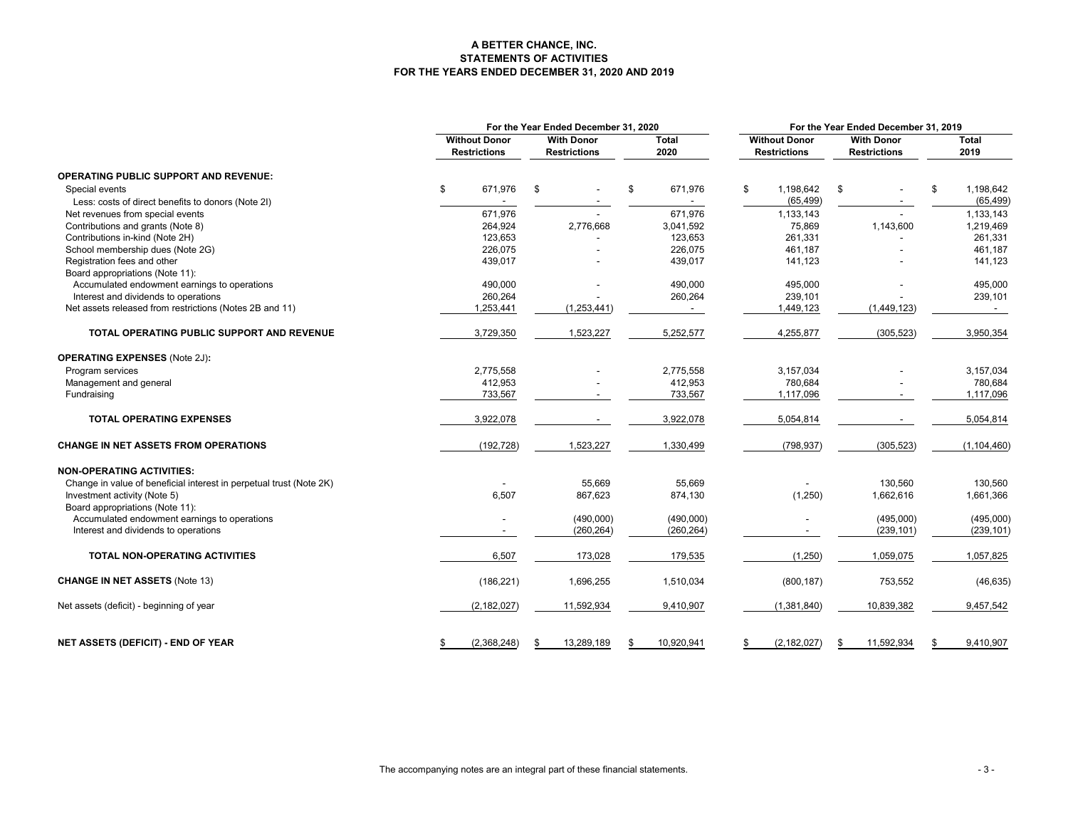**A BETTER CHANCE, INC.**
**STATEMENTS OF ACTIVITIES**
**FOR THE YEARS ENDED DECEMBER 31, 2020 AND 2019**

| | For the Year Ended December 31, 2020 | | | For the Year Ended December 31, 2019 | | |
|---|---|---|---|---|---|---|
| | Without Donor Restrictions | With Donor Restrictions | Total 2020 | Without Donor Restrictions | With Donor Restrictions | Total 2019 |
| **OPERATING PUBLIC SUPPORT AND REVENUE:** | | | | | | |
| Special events | $ 671,976 | $ - | $ 671,976 | $ 1,198,642 | $ - | $ 1,198,642 |
| Less: costs of direct benefits to donors (Note 2I) | - | - | - | (65,499) | - | (65,499) |
| Net revenues from special events | 671,976 | - | 671,976 | 1,133,143 | - | 1,133,143 |
| Contributions and grants (Note 8) | 264,924 | 2,776,668 | 3,041,592 | 75,869 | 1,143,600 | 1,219,469 |
| Contributions in-kind (Note 2H) | 123,653 | - | 123,653 | 261,331 | - | 261,331 |
| School membership dues (Note 2G) | 226,075 | - | 226,075 | 461,187 | - | 461,187 |
| Registration fees and other | 439,017 | - | 439,017 | 141,123 | - | 141,123 |
| Board appropriations (Note 11): | | | | | | |
| Accumulated endowment earnings to operations | 490,000 | - | 490,000 | 495,000 | - | 495,000 |
| Interest and dividends to operations | 260,264 | - | 260,264 | 239,101 | - | 239,101 |
| Net assets released from restrictions (Notes 2B and 11) | 1,253,441 | (1,253,441) | - | 1,449,123 | (1,449,123) | - |
| **TOTAL OPERATING PUBLIC SUPPORT AND REVENUE** | 3,729,350 | 1,523,227 | 5,252,577 | 4,255,877 | (305,523) | 3,950,354 |
| **OPERATING EXPENSES** (Note 2J)**:** | | | | | | |
| Program services | 2,775,558 | - | 2,775,558 | 3,157,034 | - | 3,157,034 |
| Management and general | 412,953 | - | 412,953 | 780,684 | - | 780,684 |
| Fundraising | 733,567 | - | 733,567 | 1,117,096 | - | 1,117,096 |
| **TOTAL OPERATING EXPENSES** | 3,922,078 | - | 3,922,078 | 5,054,814 | - | 5,054,814 |
| **CHANGE IN NET ASSETS FROM OPERATIONS** | (192,728) | 1,523,227 | 1,330,499 | (798,937) | (305,523) | (1,104,460) |
| **NON-OPERATING ACTIVITIES:** | | | | | | |
| Change in value of beneficial interest in perpetual trust (Note 2K) | - | 55,669 | 55,669 | - | 130,560 | 130,560 |
| Investment activity (Note 5) | 6,507 | 867,623 | 874,130 | (1,250) | 1,662,616 | 1,661,366 |
| Board appropriations (Note 11): | | | | | | |
| Accumulated endowment earnings to operations | - | (490,000) | (490,000) | - | (495,000) | (495,000) |
| Interest and dividends to operations | - | (260,264) | (260,264) | - | (239,101) | (239,101) |
| **TOTAL NON-OPERATING ACTIVITIES** | 6,507 | 173,028 | 179,535 | (1,250) | 1,059,075 | 1,057,825 |
| **CHANGE IN NET ASSETS** (Note 13) | (186,221) | 1,696,255 | 1,510,034 | (800,187) | 753,552 | (46,635) |
| Net assets (deficit) - beginning of year | (2,182,027) | 11,592,934 | 9,410,907 | (1,381,840) | 10,839,382 | 9,457,542 |
| **NET ASSETS (DEFICIT) - END OF YEAR** | $ (2,368,248) | $ 13,289,189 | $ 10,920,941 | $ (2,182,027) | $ 11,592,934 | $ 9,410,907 |

The accompanying notes are an integral part of these financial statements.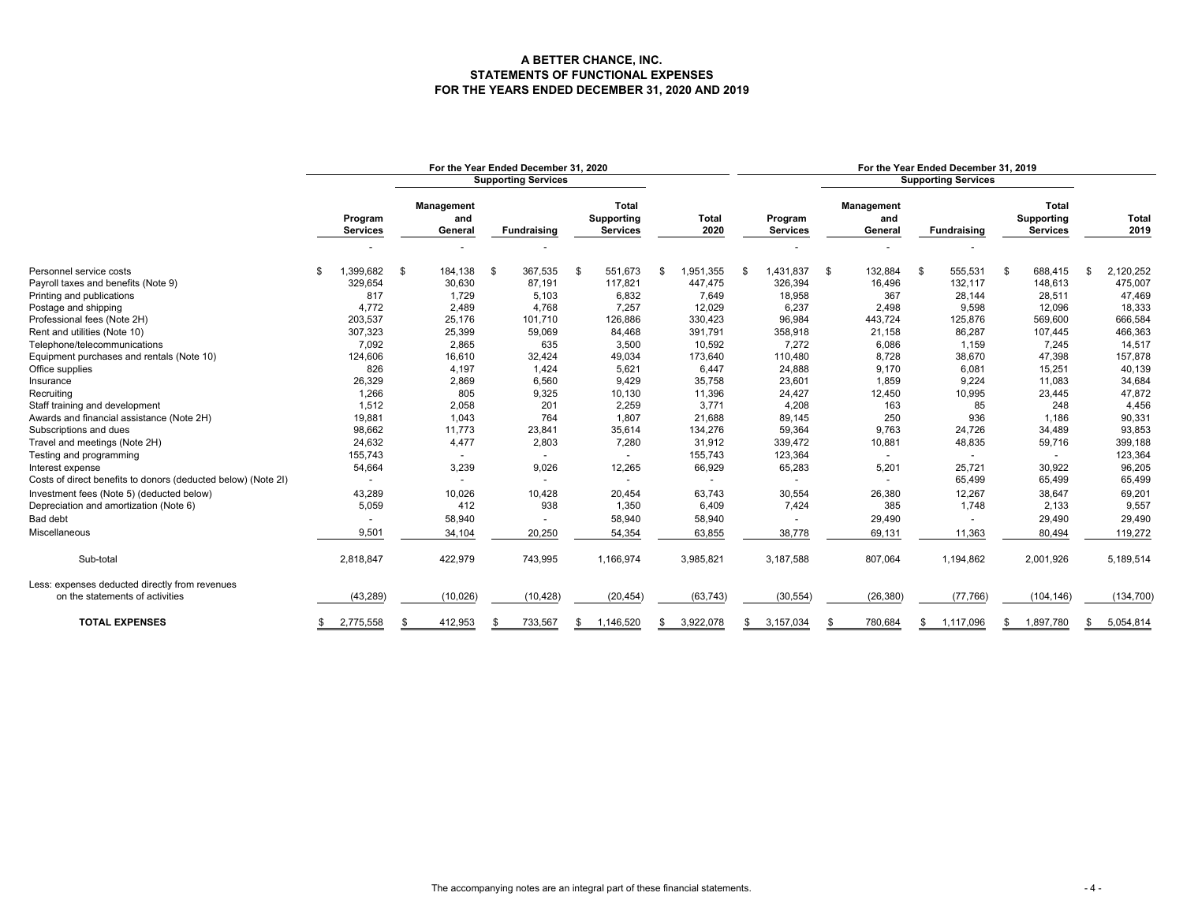# A BETTER CHANCE, INC.
## STATEMENTS OF FUNCTIONAL EXPENSES
## FOR THE YEARS ENDED DECEMBER 31, 2020 AND 2019

| | For the Year Ended December 31, 2020 | | | | | For the Year Ended December 31, 2019 | | | | |
|---|---|---|---|---|---|---|---|---|---|---|
| | | Supporting Services | | | | | Supporting Services | | | |
| | Program Services | Management and General | Fundraising | Total Supporting Services | Total 2020 | Program Services | Management and General | Fundraising | Total Supporting Services | Total 2019 |
| | - | - | - | | | - | - | - | | |
| Personnel service costs | $ 1,399,682 | $ 184,138 | $ 367,535 | $ 551,673 | $ 1,951,355 | $ 1,431,837 | $ 132,884 | $ 555,531 | $ 688,415 | $ 2,120,252 |
| Payroll taxes and benefits (Note 9) | 329,654 | 30,630 | 87,191 | 117,821 | 447,475 | 326,394 | 16,496 | 132,117 | 148,613 | 475,007 |
| Printing and publications | 817 | 1,729 | 5,103 | 6,832 | 7,649 | 18,958 | 367 | 28,144 | 28,511 | 47,469 |
| Postage and shipping | 4,772 | 2,489 | 4,768 | 7,257 | 12,029 | 6,237 | 2,498 | 9,598 | 12,096 | 18,333 |
| Professional fees (Note 2H) | 203,537 | 25,176 | 101,710 | 126,886 | 330,423 | 96,984 | 443,724 | 125,876 | 569,600 | 666,584 |
| Rent and utilities (Note 10) | 307,323 | 25,399 | 59,069 | 84,468 | 391,791 | 358,918 | 21,158 | 86,287 | 107,445 | 466,363 |
| Telephone/telecommunications | 7,092 | 2,865 | 635 | 3,500 | 10,592 | 7,272 | 6,086 | 1,159 | 7,245 | 14,517 |
| Equipment purchases and rentals (Note 10) | 124,606 | 16,610 | 32,424 | 49,034 | 173,640 | 110,480 | 8,728 | 38,670 | 47,398 | 157,878 |
| Office supplies | 826 | 4,197 | 1,424 | 5,621 | 6,447 | 24,888 | 9,170 | 6,081 | 15,251 | 40,139 |
| Insurance | 26,329 | 2,869 | 6,560 | 9,429 | 35,758 | 23,601 | 1,859 | 9,224 | 11,083 | 34,684 |
| Recruiting | 1,266 | 805 | 9,325 | 10,130 | 11,396 | 24,427 | 12,450 | 10,995 | 23,445 | 47,872 |
| Staff training and development | 1,512 | 2,058 | 201 | 2,259 | 3,771 | 4,208 | 163 | 85 | 248 | 4,456 |
| Awards and financial assistance (Note 2H) | 19,881 | 1,043 | 764 | 1,807 | 21,688 | 89,145 | 250 | 936 | 1,186 | 90,331 |
| Subscriptions and dues | 98,662 | 11,773 | 23,841 | 35,614 | 134,276 | 59,364 | 9,763 | 24,726 | 34,489 | 93,853 |
| Travel and meetings (Note 2H) | 24,632 | 4,477 | 2,803 | 7,280 | 31,912 | 339,472 | 10,881 | 48,835 | 59,716 | 399,188 |
| Testing and programming | 155,743 | - | - | - | 155,743 | 123,364 | - | - | - | 123,364 |
| Interest expense | 54,664 | 3,239 | 9,026 | 12,265 | 66,929 | 65,283 | 5,201 | 25,721 | 30,922 | 96,205 |
| Costs of direct benefits to donors (deducted below) (Note 2I) | - | - | - | - | - | - | - | 65,499 | 65,499 | 65,499 |
| Investment fees (Note 5) (deducted below) | 43,289 | 10,026 | 10,428 | 20,454 | 63,743 | 30,554 | 26,380 | 12,267 | 38,647 | 69,201 |
| Depreciation and amortization (Note 6) | 5,059 | 412 | 938 | 1,350 | 6,409 | 7,424 | 385 | 1,748 | 2,133 | 9,557 |
| Bad debt | - | 58,940 | - | 58,940 | 58,940 | - | 29,490 | - | 29,490 | 29,490 |
| Miscellaneous | 9,501 | 34,104 | 20,250 | 54,354 | 63,855 | 38,778 | 69,131 | 11,363 | 80,494 | 119,272 |
| Sub-total | 2,818,847 | 422,979 | 743,995 | 1,166,974 | 3,985,821 | 3,187,588 | 807,064 | 1,194,862 | 2,001,926 | 5,189,514 |
| Less: expenses deducted directly from revenues on the statements of activities | (43,289) | (10,026) | (10,428) | (20,454) | (63,743) | (30,554) | (26,380) | (77,766) | (104,146) | (134,700) |
| **TOTAL EXPENSES** | $ 2,775,558 | $ 412,953 | $ 733,567 | $ 1,146,520 | $ 3,922,078 | $ 3,157,034 | $ 780,684 | $ 1,117,096 | $ 1,897,780 | $ 5,054,814 |

The accompanying notes are an integral part of these financial statements.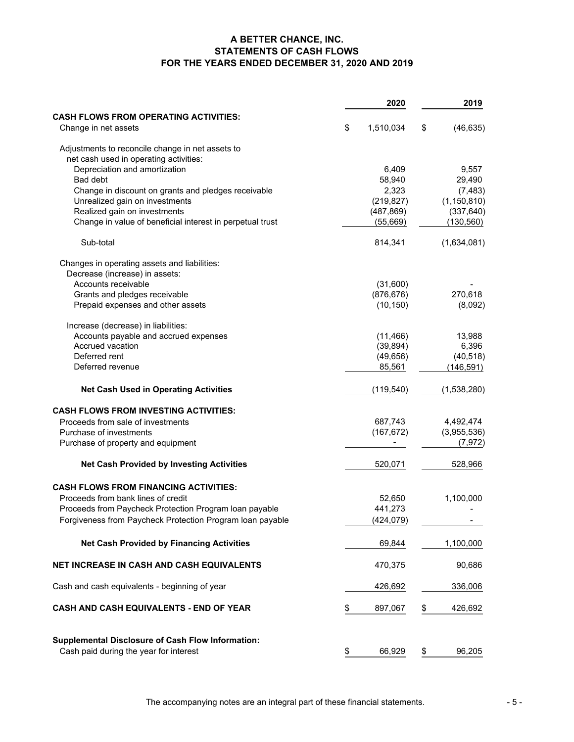# A BETTER CHANCE, INC.
## STATEMENTS OF CASH FLOWS
### FOR THE YEARS ENDED DECEMBER 31, 2020 AND 2019

| | 2020 | 2019 |
|---|---|---|
| **CASH FLOWS FROM OPERATING ACTIVITIES:** | | |
| Change in net assets | $ 1,510,034 | $ (46,635) |
| Adjustments to reconcile change in net assets to net cash used in operating activities: | | |
| Depreciation and amortization | 6,409 | 9,557 |
| Bad debt | 58,940 | 29,490 |
| Change in discount on grants and pledges receivable | 2,323 | (7,483) |
| Unrealized gain on investments | (219,827) | (1,150,810) |
| Realized gain on investments | (487,869) | (337,640) |
| Change in value of beneficial interest in perpetual trust | (55,669) | (130,560) |
| Sub-total | 814,341 | (1,634,081) |
| Changes in operating assets and liabilities: | | |
| Decrease (increase) in assets: | | |
| Accounts receivable | (31,600) | - |
| Grants and pledges receivable | (876,676) | 270,618 |
| Prepaid expenses and other assets | (10,150) | (8,092) |
| Increase (decrease) in liabilities: | | |
| Accounts payable and accrued expenses | (11,466) | 13,988 |
| Accrued vacation | (39,894) | 6,396 |
| Deferred rent | (49,656) | (40,518) |
| Deferred revenue | 85,561 | (146,591) |
| **Net Cash Used in Operating Activities** | (119,540) | (1,538,280) |
| **CASH FLOWS FROM INVESTING ACTIVITIES:** | | |
| Proceeds from sale of investments | 687,743 | 4,492,474 |
| Purchase of investments | (167,672) | (3,955,536) |
| Purchase of property and equipment | - | (7,972) |
| **Net Cash Provided by Investing Activities** | 520,071 | 528,966 |
| **CASH FLOWS FROM FINANCING ACTIVITIES:** | | |
| Proceeds from bank lines of credit | 52,650 | 1,100,000 |
| Proceeds from Paycheck Protection Program loan payable | 441,273 | - |
| Forgiveness from Paycheck Protection Program loan payable | (424,079) | - |
| **Net Cash Provided by Financing Activities** | 69,844 | 1,100,000 |
| **NET INCREASE IN CASH AND CASH EQUIVALENTS** | 470,375 | 90,686 |
| Cash and cash equivalents - beginning of year | 426,692 | 336,006 |
| **CASH AND CASH EQUIVALENTS - END OF YEAR** | $ 897,067 | $ 426,692 |
| **Supplemental Disclosure of Cash Flow Information:** | | |
| Cash paid during the year for interest | $ 66,929 | $ 96,205 |

The accompanying notes are an integral part of these financial statements.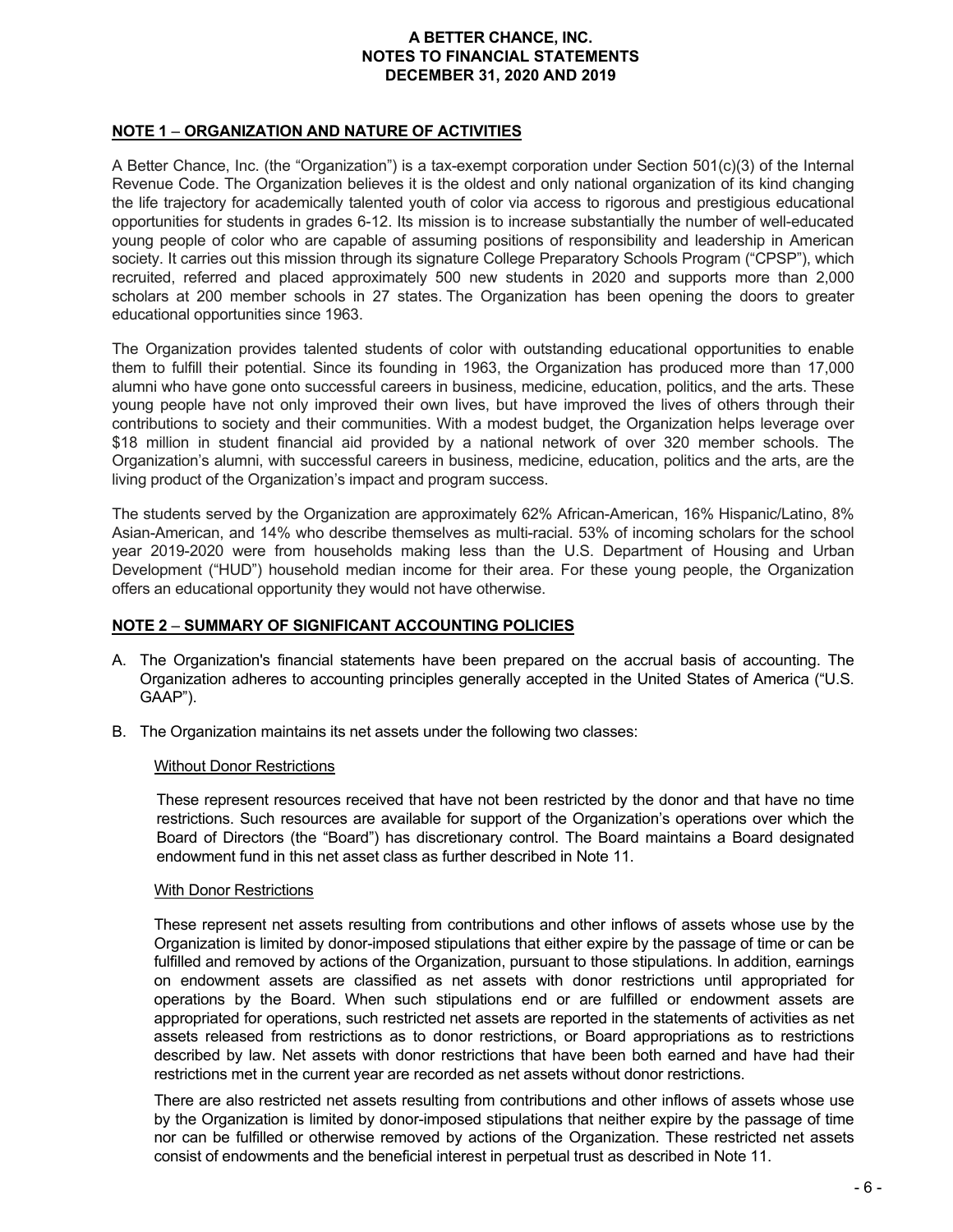# A BETTER CHANCE, INC.
## NOTES TO FINANCIAL STATEMENTS
## DECEMBER 31, 2020 AND 2019

### NOTE 1 – ORGANIZATION AND NATURE OF ACTIVITIES

A Better Chance, Inc. (the "Organization") is a tax-exempt corporation under Section 501(c)(3) of the Internal Revenue Code. The Organization believes it is the oldest and only national organization of its kind changing the life trajectory for academically talented youth of color via access to rigorous and prestigious educational opportunities for students in grades 6-12. Its mission is to increase substantially the number of well-educated young people of color who are capable of assuming positions of responsibility and leadership in American society. It carries out this mission through its signature College Preparatory Schools Program ("CPSP"), which recruited, referred and placed approximately 500 new students in 2020 and supports more than 2,000 scholars at 200 member schools in 27 states. The Organization has been opening the doors to greater educational opportunities since 1963.

The Organization provides talented students of color with outstanding educational opportunities to enable them to fulfill their potential. Since its founding in 1963, the Organization has produced more than 17,000 alumni who have gone onto successful careers in business, medicine, education, politics, and the arts. These young people have not only improved their own lives, but have improved the lives of others through their contributions to society and their communities. With a modest budget, the Organization helps leverage over $18 million in student financial aid provided by a national network of over 320 member schools. The Organization's alumni, with successful careers in business, medicine, education, politics and the arts, are the living product of the Organization's impact and program success.

The students served by the Organization are approximately 62% African-American, 16% Hispanic/Latino, 8% Asian-American, and 14% who describe themselves as multi-racial. 53% of incoming scholars for the school year 2019-2020 were from households making less than the U.S. Department of Housing and Urban Development ("HUD") household median income for their area. For these young people, the Organization offers an educational opportunity they would not have otherwise.

### NOTE 2 – SUMMARY OF SIGNIFICANT ACCOUNTING POLICIES

A. The Organization's financial statements have been prepared on the accrual basis of accounting. The Organization adheres to accounting principles generally accepted in the United States of America ("U.S. GAAP").

B. The Organization maintains its net assets under the following two classes:

Without Donor Restrictions

These represent resources received that have not been restricted by the donor and that have no time restrictions. Such resources are available for support of the Organization's operations over which the Board of Directors (the "Board") has discretionary control. The Board maintains a Board designated endowment fund in this net asset class as further described in Note 11.

With Donor Restrictions

These represent net assets resulting from contributions and other inflows of assets whose use by the Organization is limited by donor-imposed stipulations that either expire by the passage of time or can be fulfilled and removed by actions of the Organization, pursuant to those stipulations. In addition, earnings on endowment assets are classified as net assets with donor restrictions until appropriated for operations by the Board. When such stipulations end or are fulfilled or endowment assets are appropriated for operations, such restricted net assets are reported in the statements of activities as net assets released from restrictions as to donor restrictions, or Board appropriations as to restrictions described by law. Net assets with donor restrictions that have been both earned and have had their restrictions met in the current year are recorded as net assets without donor restrictions.

There are also restricted net assets resulting from contributions and other inflows of assets whose use by the Organization is limited by donor-imposed stipulations that neither expire by the passage of time nor can be fulfilled or otherwise removed by actions of the Organization. These restricted net assets consist of endowments and the beneficial interest in perpetual trust as described in Note 11.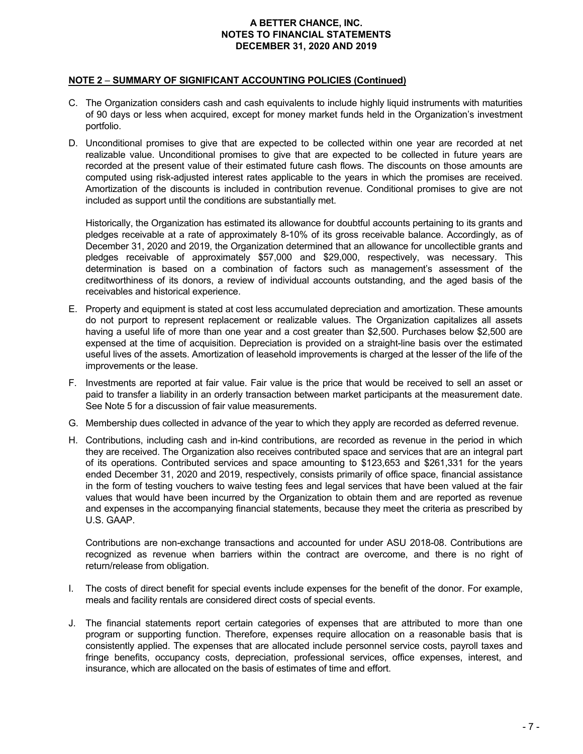**NOTE 2 – SUMMARY OF SIGNIFICANT ACCOUNTING POLICIES (Continued)**

C. The Organization considers cash and cash equivalents to include highly liquid instruments with maturities of 90 days or less when acquired, except for money market funds held in the Organization's investment portfolio.

D. Unconditional promises to give that are expected to be collected within one year are recorded at net realizable value. Unconditional promises to give that are expected to be collected in future years are recorded at the present value of their estimated future cash flows. The discounts on those amounts are computed using risk-adjusted interest rates applicable to the years in which the promises are received. Amortization of the discounts is included in contribution revenue. Conditional promises to give are not included as support until the conditions are substantially met.

   Historically, the Organization has estimated its allowance for doubtful accounts pertaining to its grants and pledges receivable at a rate of approximately 8-10% of its gross receivable balance. Accordingly, as of December 31, 2020 and 2019, the Organization determined that an allowance for uncollectible grants and pledges receivable of approximately $57,000 and $29,000, respectively, was necessary. This determination is based on a combination of factors such as management's assessment of the creditworthiness of its donors, a review of individual accounts outstanding, and the aged basis of the receivables and historical experience.

E. Property and equipment is stated at cost less accumulated depreciation and amortization. These amounts do not purport to represent replacement or realizable values. The Organization capitalizes all assets having a useful life of more than one year and a cost greater than $2,500. Purchases below $2,500 are expensed at the time of acquisition. Depreciation is provided on a straight-line basis over the estimated useful lives of the assets. Amortization of leasehold improvements is charged at the lesser of the life of the improvements or the lease.

F. Investments are reported at fair value. Fair value is the price that would be received to sell an asset or paid to transfer a liability in an orderly transaction between market participants at the measurement date. See Note 5 for a discussion of fair value measurements.

G. Membership dues collected in advance of the year to which they apply are recorded as deferred revenue.

H. Contributions, including cash and in-kind contributions, are recorded as revenue in the period in which they are received. The Organization also receives contributed space and services that are an integral part of its operations. Contributed services and space amounting to $123,653 and $261,331 for the years ended December 31, 2020 and 2019, respectively, consists primarily of office space, financial assistance in the form of testing vouchers to waive testing fees and legal services that have been valued at the fair values that would have been incurred by the Organization to obtain them and are reported as revenue and expenses in the accompanying financial statements, because they meet the criteria as prescribed by U.S. GAAP.

   Contributions are non-exchange transactions and accounted for under ASU 2018-08. Contributions are recognized as revenue when barriers within the contract are overcome, and there is no right of return/release from obligation.

I. The costs of direct benefit for special events include expenses for the benefit of the donor. For example, meals and facility rentals are considered direct costs of special events.

J. The financial statements report certain categories of expenses that are attributed to more than one program or supporting function. Therefore, expenses require allocation on a reasonable basis that is consistently applied. The expenses that are allocated include personnel service costs, payroll taxes and fringe benefits, occupancy costs, depreciation, professional services, office expenses, interest, and insurance, which are allocated on the basis of estimates of time and effort.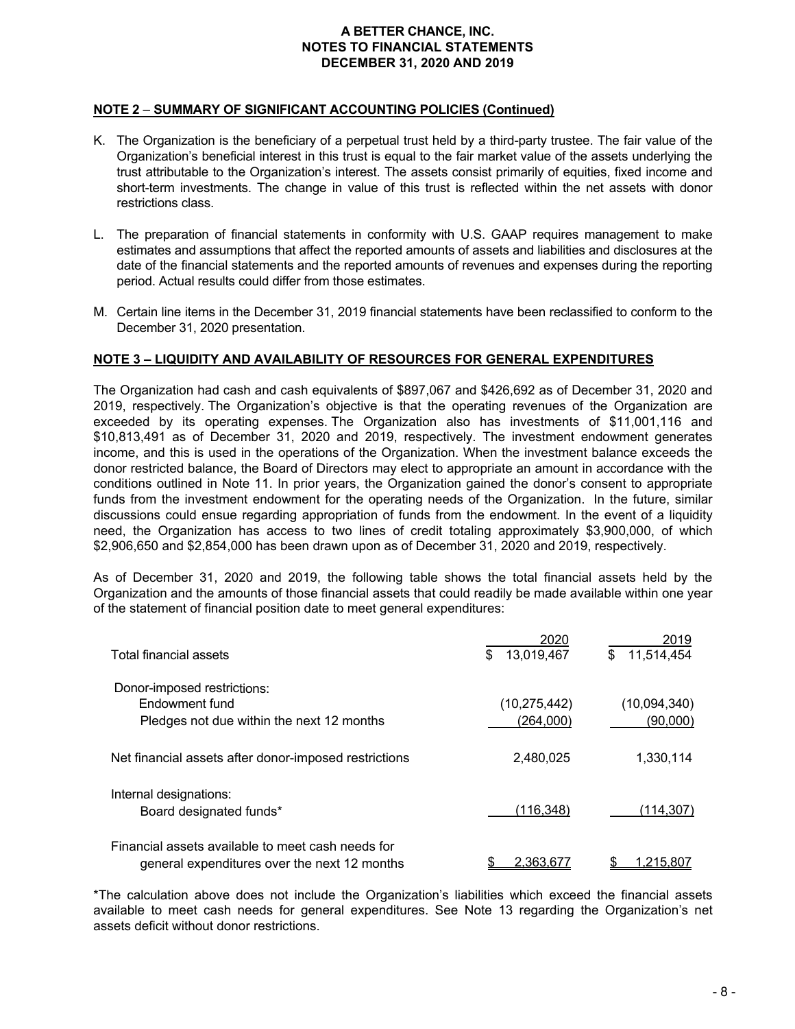## NOTE 2 – SUMMARY OF SIGNIFICANT ACCOUNTING POLICIES (Continued)

K. The Organization is the beneficiary of a perpetual trust held by a third-party trustee. The fair value of the Organization's beneficial interest in this trust is equal to the fair market value of the assets underlying the trust attributable to the Organization's interest. The assets consist primarily of equities, fixed income and short-term investments. The change in value of this trust is reflected within the net assets with donor restrictions class.

L. The preparation of financial statements in conformity with U.S. GAAP requires management to make estimates and assumptions that affect the reported amounts of assets and liabilities and disclosures at the date of the financial statements and the reported amounts of revenues and expenses during the reporting period. Actual results could differ from those estimates.

M. Certain line items in the December 31, 2019 financial statements have been reclassified to conform to the December 31, 2020 presentation.

## NOTE 3 – LIQUIDITY AND AVAILABILITY OF RESOURCES FOR GENERAL EXPENDITURES

The Organization had cash and cash equivalents of $897,067 and $426,692 as of December 31, 2020 and 2019, respectively. The Organization's objective is that the operating revenues of the Organization are exceeded by its operating expenses. The Organization also has investments of $11,001,116 and $10,813,491 as of December 31, 2020 and 2019, respectively. The investment endowment generates income, and this is used in the operations of the Organization. When the investment balance exceeds the donor restricted balance, the Board of Directors may elect to appropriate an amount in accordance with the conditions outlined in Note 11. In prior years, the Organization gained the donor's consent to appropriate funds from the investment endowment for the operating needs of the Organization. In the future, similar discussions could ensue regarding appropriation of funds from the endowment. In the event of a liquidity need, the Organization has access to two lines of credit totaling approximately $3,900,000, of which $2,906,650 and $2,854,000 has been drawn upon as of December 31, 2020 and 2019, respectively.

As of December 31, 2020 and 2019, the following table shows the total financial assets held by the Organization and the amounts of those financial assets that could readily be made available within one year of the statement of financial position date to meet general expenditures:

| | 2020 | 2019 |
|---|---|---|
| Total financial assets | $ 13,019,467 | $ 11,514,454 |
| Donor-imposed restrictions: | | |
| Endowment fund | (10,275,442) | (10,094,340) |
| Pledges not due within the next 12 months | (264,000) | (90,000) |
| Net financial assets after donor-imposed restrictions | 2,480,025 | 1,330,114 |
| Internal designations: | | |
| Board designated funds* | (116,348) | (114,307) |
| Financial assets available to meet cash needs for general expenditures over the next 12 months | $ 2,363,677 | $ 1,215,807 |

*The calculation above does not include the Organization's liabilities which exceed the financial assets available to meet cash needs for general expenditures. See Note 13 regarding the Organization's net assets deficit without donor restrictions.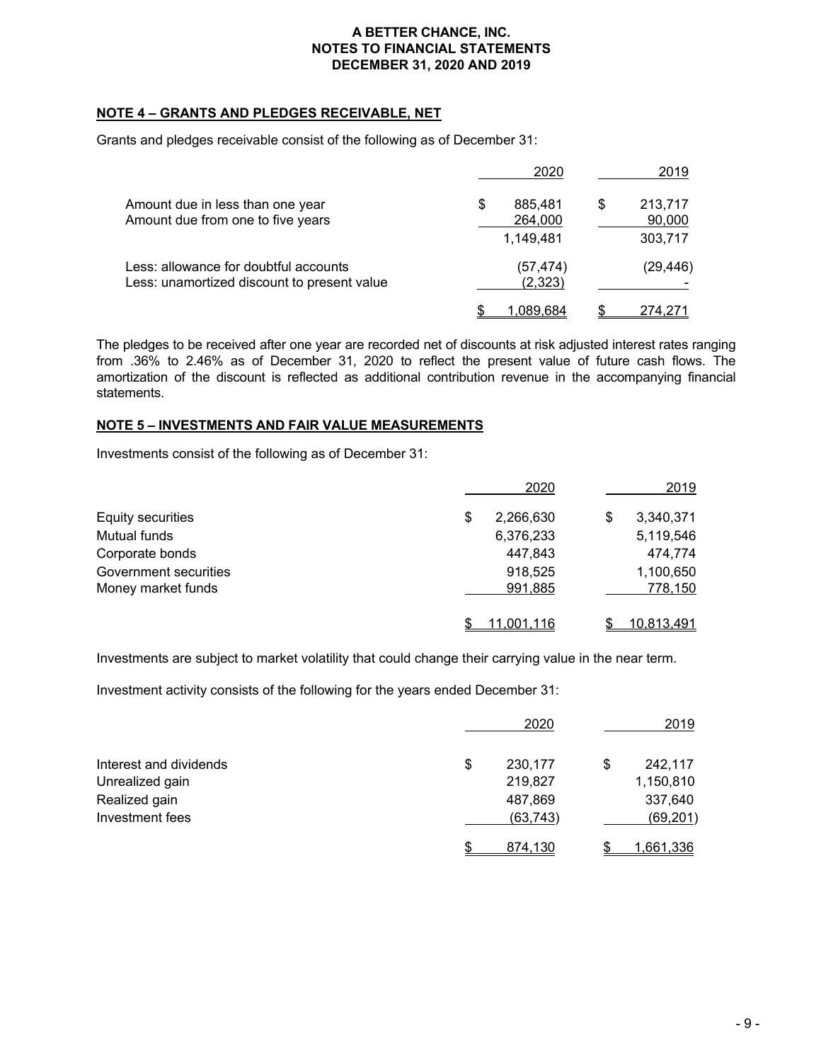## NOTE 4 – GRANTS AND PLEDGES RECEIVABLE, NET

Grants and pledges receivable consist of the following as of December 31:

| | 2020 | 2019 |
|---|---|---|
| Amount due in less than one year | $ 885,481 | $ 213,717 |
| Amount due from one to five years | 264,000 | 90,000 |
| | 1,149,481 | 303,717 |
| Less: allowance for doubtful accounts | (57,474) | (29,446) |
| Less: unamortized discount to present value | (2,323) | - |
| | $ 1,089,684 | $ 274,271 |

The pledges to be received after one year are recorded net of discounts at risk adjusted interest rates ranging from .36% to 2.46% as of December 31, 2020 to reflect the present value of future cash flows. The amortization of the discount is reflected as additional contribution revenue in the accompanying financial statements.

## NOTE 5 – INVESTMENTS AND FAIR VALUE MEASUREMENTS

Investments consist of the following as of December 31:

| | 2020 | 2019 |
|---|---|---|
| Equity securities | $ 2,266,630 | $ 3,340,371 |
| Mutual funds | 6,376,233 | 5,119,546 |
| Corporate bonds | 447,843 | 474,774 |
| Government securities | 918,525 | 1,100,650 |
| Money market funds | 991,885 | 778,150 |
| | $ 11,001,116 | $ 10,813,491 |

Investments are subject to market volatility that could change their carrying value in the near term.

Investment activity consists of the following for the years ended December 31:

| | 2020 | 2019 |
|---|---|---|
| Interest and dividends | $ 230,177 | $ 242,117 |
| Unrealized gain | 219,827 | 1,150,810 |
| Realized gain | 487,869 | 337,640 |
| Investment fees | (63,743) | (69,201) |
| | $ 874,130 | $ 1,661,336 |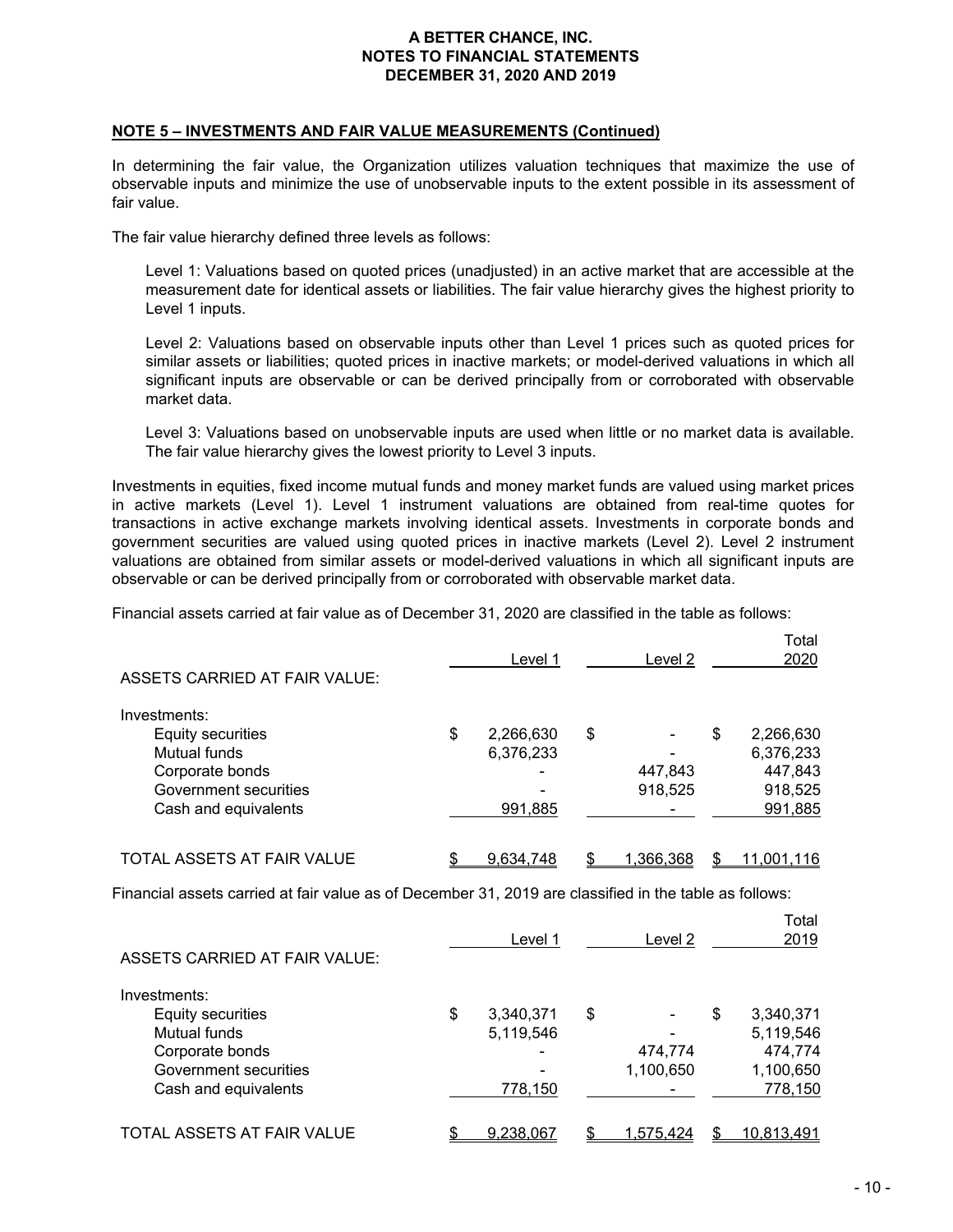**A BETTER CHANCE, INC.**
**NOTES TO FINANCIAL STATEMENTS**
**DECEMBER 31, 2020 AND 2019**

## NOTE 5 – INVESTMENTS AND FAIR VALUE MEASUREMENTS (Continued)

In determining the fair value, the Organization utilizes valuation techniques that maximize the use of observable inputs and minimize the use of unobservable inputs to the extent possible in its assessment of fair value.

The fair value hierarchy defined three levels as follows:

Level 1: Valuations based on quoted prices (unadjusted) in an active market that are accessible at the measurement date for identical assets or liabilities. The fair value hierarchy gives the highest priority to Level 1 inputs.

Level 2: Valuations based on observable inputs other than Level 1 prices such as quoted prices for similar assets or liabilities; quoted prices in inactive markets; or model-derived valuations in which all significant inputs are observable or can be derived principally from or corroborated with observable market data.

Level 3: Valuations based on unobservable inputs are used when little or no market data is available. The fair value hierarchy gives the lowest priority to Level 3 inputs.

Investments in equities, fixed income mutual funds and money market funds are valued using market prices in active markets (Level 1). Level 1 instrument valuations are obtained from real-time quotes for transactions in active exchange markets involving identical assets. Investments in corporate bonds and government securities are valued using quoted prices in inactive markets (Level 2). Level 2 instrument valuations are obtained from similar assets or model-derived valuations in which all significant inputs are observable or can be derived principally from or corroborated with observable market data.

Financial assets carried at fair value as of December 31, 2020 are classified in the table as follows:

| ASSETS CARRIED AT FAIR VALUE: | Level 1 | Level 2 | Total 2020 |
|---|---|---|---|
| Investments: | | | |
| Equity securities | $ 2,266,630 | $ - | $ 2,266,630 |
| Mutual funds | 6,376,233 | - | 6,376,233 |
| Corporate bonds | - | 447,843 | 447,843 |
| Government securities | - | 918,525 | 918,525 |
| Cash and equivalents | 991,885 | - | 991,885 |
| TOTAL ASSETS AT FAIR VALUE | $ 9,634,748 | $ 1,366,368 | $ 11,001,116 |

Financial assets carried at fair value as of December 31, 2019 are classified in the table as follows:

| ASSETS CARRIED AT FAIR VALUE: | Level 1 | Level 2 | Total 2019 |
|---|---|---|---|
| Investments: | | | |
| Equity securities | $ 3,340,371 | $ - | $ 3,340,371 |
| Mutual funds | 5,119,546 | - | 5,119,546 |
| Corporate bonds | - | 474,774 | 474,774 |
| Government securities | - | 1,100,650 | 1,100,650 |
| Cash and equivalents | 778,150 | - | 778,150 |
| TOTAL ASSETS AT FAIR VALUE | $ 9,238,067 | $ 1,575,424 | $ 10,813,491 |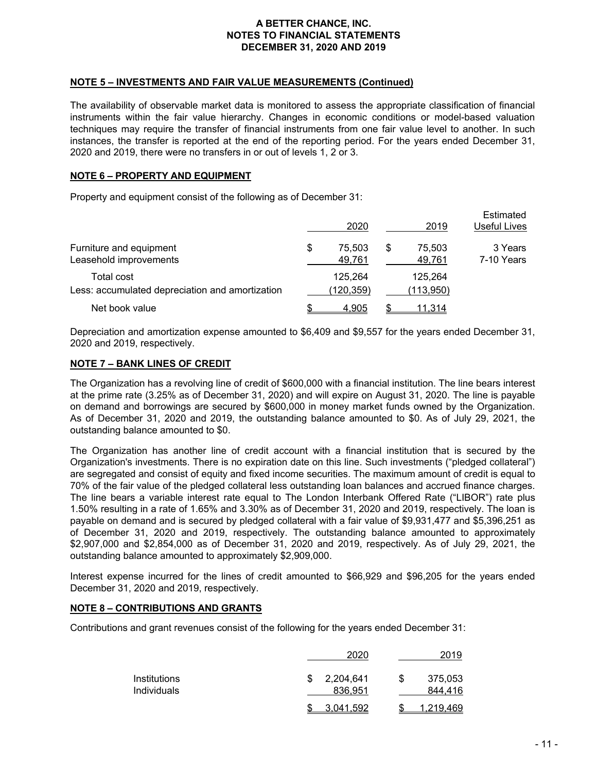## NOTE 5 – INVESTMENTS AND FAIR VALUE MEASUREMENTS (Continued)

The availability of observable market data is monitored to assess the appropriate classification of financial instruments within the fair value hierarchy. Changes in economic conditions or model-based valuation techniques may require the transfer of financial instruments from one fair value level to another. In such instances, the transfer is reported at the end of the reporting period. For the years ended December 31, 2020 and 2019, there were no transfers in or out of levels 1, 2 or 3.

## NOTE 6 – PROPERTY AND EQUIPMENT

Property and equipment consist of the following as of December 31:

| | 2020 | 2019 | Estimated Useful Lives |
|---|---|---|---|
| Furniture and equipment | $ 75,503 | $ 75,503 | 3 Years |
| Leasehold improvements | 49,761 | 49,761 | 7-10 Years |
| Total cost | 125,264 | 125,264 | |
| Less: accumulated depreciation and amortization | (120,359) | (113,950) | |
| Net book value | $ 4,905 | $ 11,314 | |

Depreciation and amortization expense amounted to $6,409 and $9,557 for the years ended December 31, 2020 and 2019, respectively.

## NOTE 7 – BANK LINES OF CREDIT

The Organization has a revolving line of credit of $600,000 with a financial institution. The line bears interest at the prime rate (3.25% as of December 31, 2020) and will expire on August 31, 2020. The line is payable on demand and borrowings are secured by $600,000 in money market funds owned by the Organization. As of December 31, 2020 and 2019, the outstanding balance amounted to $0. As of July 29, 2021, the outstanding balance amounted to $0.

The Organization has another line of credit account with a financial institution that is secured by the Organization's investments. There is no expiration date on this line. Such investments ("pledged collateral") are segregated and consist of equity and fixed income securities. The maximum amount of credit is equal to 70% of the fair value of the pledged collateral less outstanding loan balances and accrued finance charges. The line bears a variable interest rate equal to The London Interbank Offered Rate ("LIBOR") rate plus 1.50% resulting in a rate of 1.65% and 3.30% as of December 31, 2020 and 2019, respectively. The loan is payable on demand and is secured by pledged collateral with a fair value of $9,931,477 and $5,396,251 as of December 31, 2020 and 2019, respectively. The outstanding balance amounted to approximately $2,907,000 and $2,854,000 as of December 31, 2020 and 2019, respectively. As of July 29, 2021, the outstanding balance amounted to approximately $2,909,000.

Interest expense incurred for the lines of credit amounted to $66,929 and $96,205 for the years ended December 31, 2020 and 2019, respectively.

## NOTE 8 – CONTRIBUTIONS AND GRANTS

Contributions and grant revenues consist of the following for the years ended December 31:

| | 2020 | 2019 |
|---|---|---|
| Institutions | $ 2,204,641 | $ 375,053 |
| Individuals | 836,951 | 844,416 |
| | $ 3,041,592 | $ 1,219,469 |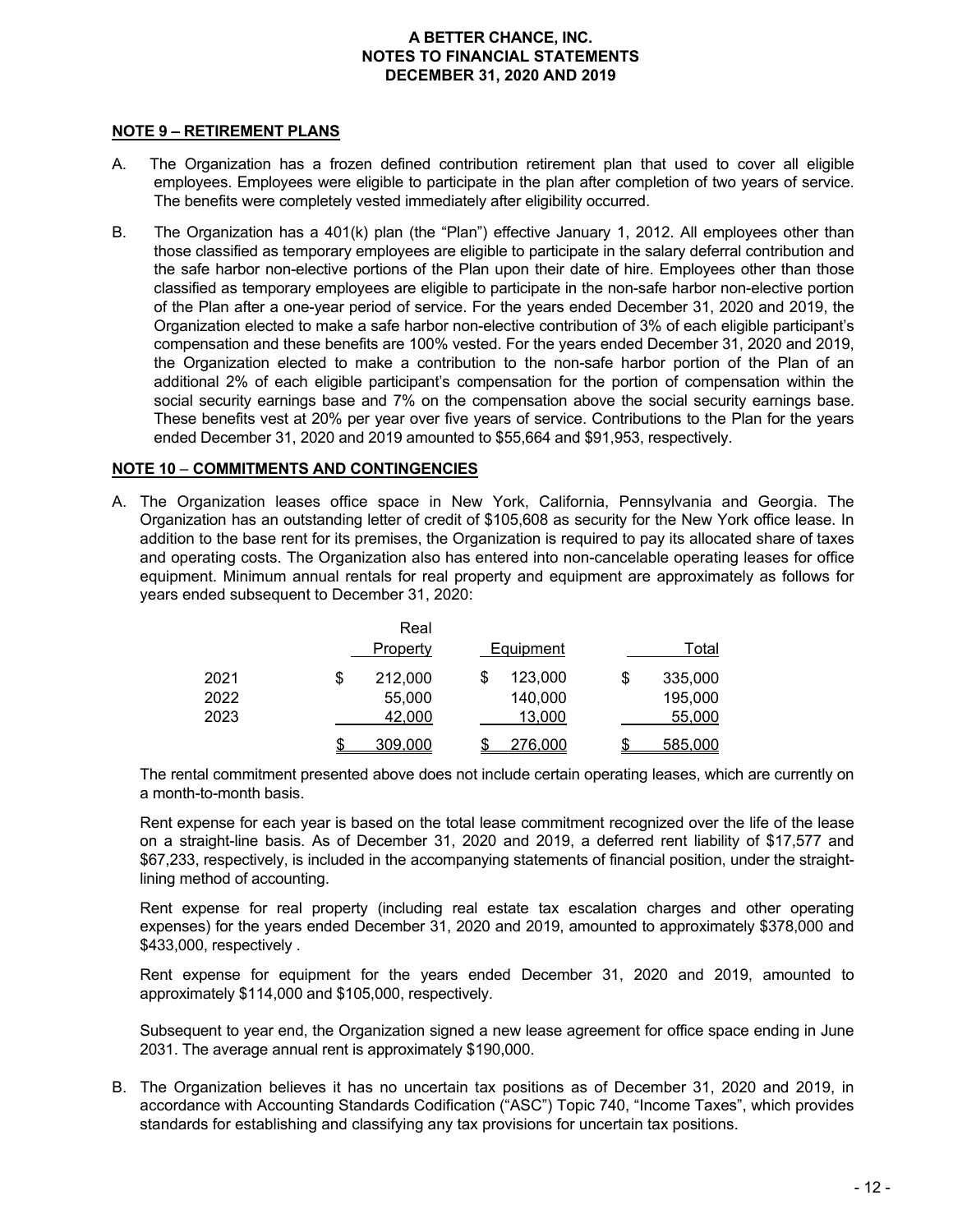## NOTE 9 – RETIREMENT PLANS

A. The Organization has a frozen defined contribution retirement plan that used to cover all eligible employees. Employees were eligible to participate in the plan after completion of two years of service. The benefits were completely vested immediately after eligibility occurred.

B. The Organization has a 401(k) plan (the "Plan") effective January 1, 2012. All employees other than those classified as temporary employees are eligible to participate in the salary deferral contribution and the safe harbor non-elective portions of the Plan upon their date of hire. Employees other than those classified as temporary employees are eligible to participate in the non-safe harbor non-elective portion of the Plan after a one-year period of service. For the years ended December 31, 2020 and 2019, the Organization elected to make a safe harbor non-elective contribution of 3% of each eligible participant's compensation and these benefits are 100% vested. For the years ended December 31, 2020 and 2019, the Organization elected to make a contribution to the non-safe harbor portion of the Plan of an additional 2% of each eligible participant's compensation for the portion of compensation within the social security earnings base and 7% on the compensation above the social security earnings base. These benefits vest at 20% per year over five years of service. Contributions to the Plan for the years ended December 31, 2020 and 2019 amounted to $55,664 and $91,953, respectively.

## NOTE 10 – COMMITMENTS AND CONTINGENCIES

A. The Organization leases office space in New York, California, Pennsylvania and Georgia. The Organization has an outstanding letter of credit of $105,608 as security for the New York office lease. In addition to the base rent for its premises, the Organization is required to pay its allocated share of taxes and operating costs. The Organization also has entered into non-cancelable operating leases for office equipment. Minimum annual rentals for real property and equipment are approximately as follows for years ended subsequent to December 31, 2020:

| | Real Property | Equipment | Total |
|---|---|---|---|
| 2021 | $ 212,000 | $ 123,000 | $ 335,000 |
| 2022 | 55,000 | 140,000 | 195,000 |
| 2023 | 42,000 | 13,000 | 55,000 |
| | $ 309,000 | $ 276,000 | $ 585,000 |

The rental commitment presented above does not include certain operating leases, which are currently on a month-to-month basis.

Rent expense for each year is based on the total lease commitment recognized over the life of the lease on a straight-line basis. As of December 31, 2020 and 2019, a deferred rent liability of $17,577 and $67,233, respectively, is included in the accompanying statements of financial position, under the straight-lining method of accounting.

Rent expense for real property (including real estate tax escalation charges and other operating expenses) for the years ended December 31, 2020 and 2019, amounted to approximately $378,000 and $433,000, respectively .

Rent expense for equipment for the years ended December 31, 2020 and 2019, amounted to approximately $114,000 and $105,000, respectively.

Subsequent to year end, the Organization signed a new lease agreement for office space ending in June 2031. The average annual rent is approximately $190,000.

B. The Organization believes it has no uncertain tax positions as of December 31, 2020 and 2019, in accordance with Accounting Standards Codification ("ASC") Topic 740, "Income Taxes", which provides standards for establishing and classifying any tax provisions for uncertain tax positions.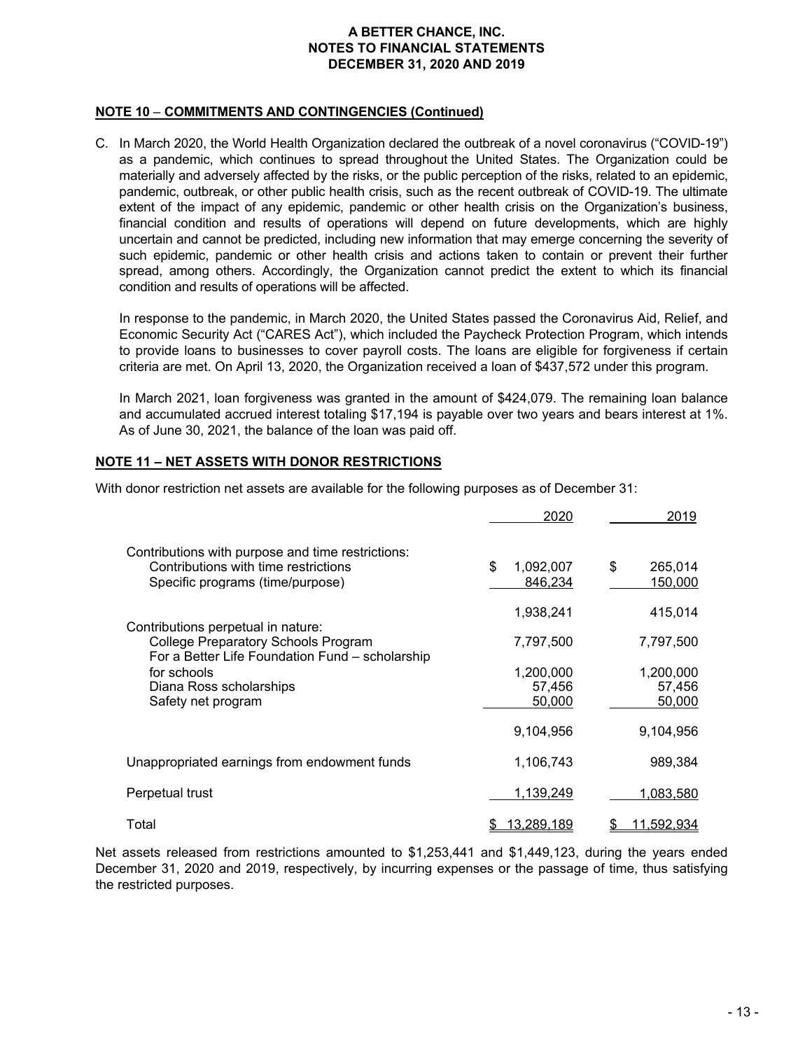# A BETTER CHANCE, INC.
## NOTES TO FINANCIAL STATEMENTS
## DECEMBER 31, 2020 AND 2019

### NOTE 10 – COMMITMENTS AND CONTINGENCIES (Continued)

C. In March 2020, the World Health Organization declared the outbreak of a novel coronavirus ("COVID-19") as a pandemic, which continues to spread throughout the United States. The Organization could be materially and adversely affected by the risks, or the public perception of the risks, related to an epidemic, pandemic, outbreak, or other public health crisis, such as the recent outbreak of COVID-19. The ultimate extent of the impact of any epidemic, pandemic or other health crisis on the Organization's business, financial condition and results of operations will depend on future developments, which are highly uncertain and cannot be predicted, including new information that may emerge concerning the severity of such epidemic, pandemic or other health crisis and actions taken to contain or prevent their further spread, among others. Accordingly, the Organization cannot predict the extent to which its financial condition and results of operations will be affected.

   In response to the pandemic, in March 2020, the United States passed the Coronavirus Aid, Relief, and Economic Security Act ("CARES Act"), which included the Paycheck Protection Program, which intends to provide loans to businesses to cover payroll costs. The loans are eligible for forgiveness if certain criteria are met. On April 13, 2020, the Organization received a loan of $437,572 under this program.

   In March 2021, loan forgiveness was granted in the amount of $424,079. The remaining loan balance and accumulated accrued interest totaling $17,194 is payable over two years and bears interest at 1%. As of June 30, 2021, the balance of the loan was paid off.

### NOTE 11 – NET ASSETS WITH DONOR RESTRICTIONS

With donor restriction net assets are available for the following purposes as of December 31:

| | 2020 | 2019 |
|---|---|---|
| Contributions with purpose and time restrictions: | | |
| Contributions with time restrictions | $ 1,092,007 | $ 265,014 |
| Specific programs (time/purpose) | 846,234 | 150,000 |
| | 1,938,241 | 415,014 |
| Contributions perpetual in nature: | | |
| College Preparatory Schools Program | 7,797,500 | 7,797,500 |
| For a Better Life Foundation Fund – scholarship for schools | 1,200,000 | 1,200,000 |
| Diana Ross scholarships | 57,456 | 57,456 |
| Safety net program | 50,000 | 50,000 |
| | 9,104,956 | 9,104,956 |
| Unappropriated earnings from endowment funds | 1,106,743 | 989,384 |
| Perpetual trust | 1,139,249 | 1,083,580 |
| Total | $ 13,289,189 | $ 11,592,934 |

Net assets released from restrictions amounted to $1,253,441 and $1,449,123, during the years ended December 31, 2020 and 2019, respectively, by incurring expenses or the passage of time, thus satisfying the restricted purposes.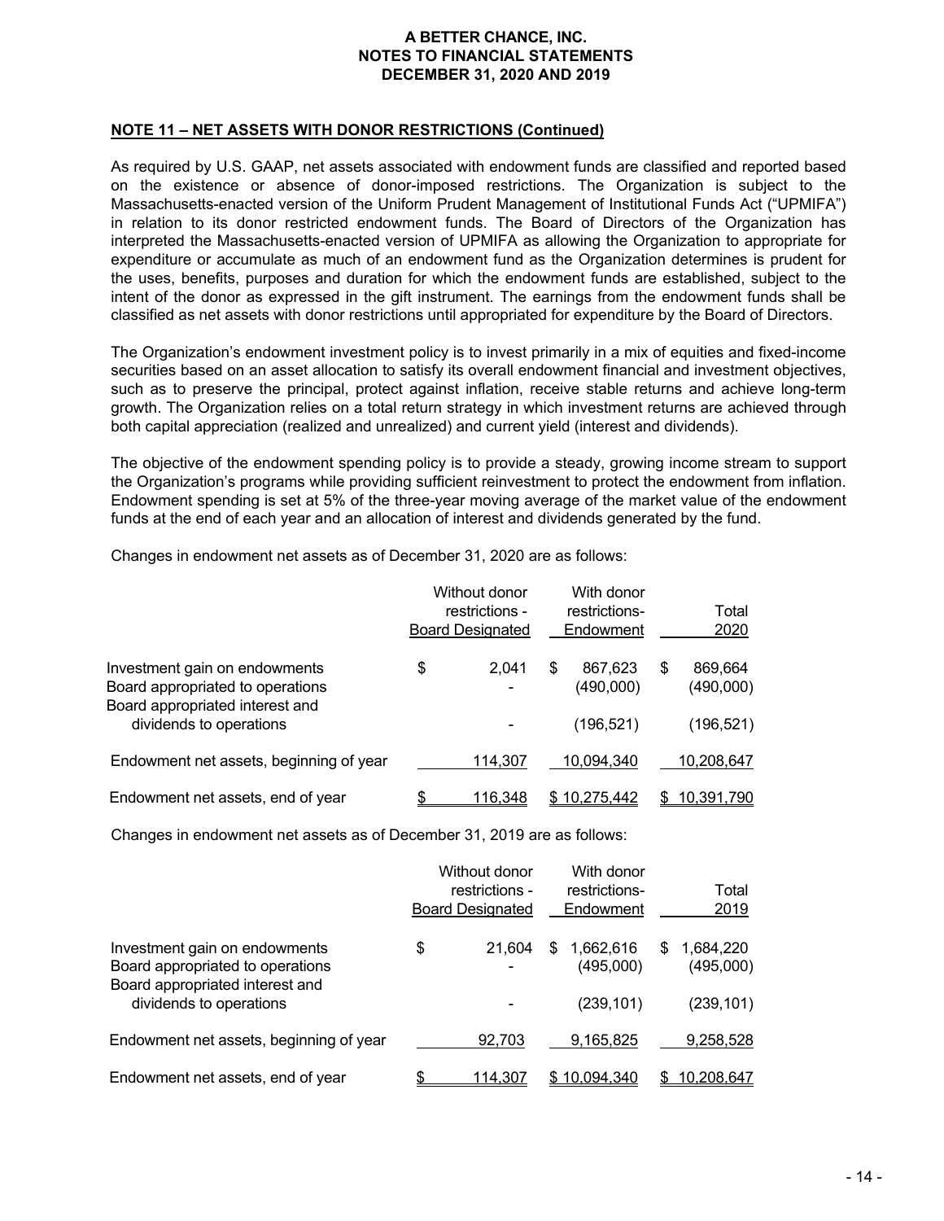**A BETTER CHANCE, INC.**
**NOTES TO FINANCIAL STATEMENTS**
**DECEMBER 31, 2020 AND 2019**

## NOTE 11 – NET ASSETS WITH DONOR RESTRICTIONS (Continued)

As required by U.S. GAAP, net assets associated with endowment funds are classified and reported based on the existence or absence of donor-imposed restrictions. The Organization is subject to the Massachusetts-enacted version of the Uniform Prudent Management of Institutional Funds Act ("UPMIFA") in relation to its donor restricted endowment funds. The Board of Directors of the Organization has interpreted the Massachusetts-enacted version of UPMIFA as allowing the Organization to appropriate for expenditure or accumulate as much of an endowment fund as the Organization determines is prudent for the uses, benefits, purposes and duration for which the endowment funds are established, subject to the intent of the donor as expressed in the gift instrument. The earnings from the endowment funds shall be classified as net assets with donor restrictions until appropriated for expenditure by the Board of Directors.

The Organization's endowment investment policy is to invest primarily in a mix of equities and fixed-income securities based on an asset allocation to satisfy its overall endowment financial and investment objectives, such as to preserve the principal, protect against inflation, receive stable returns and achieve long-term growth. The Organization relies on a total return strategy in which investment returns are achieved through both capital appreciation (realized and unrealized) and current yield (interest and dividends).

The objective of the endowment spending policy is to provide a steady, growing income stream to support the Organization's programs while providing sufficient reinvestment to protect the endowment from inflation. Endowment spending is set at 5% of the three-year moving average of the market value of the endowment funds at the end of each year and an allocation of interest and dividends generated by the fund.

Changes in endowment net assets as of December 31, 2020 are as follows:

| | Without donor restrictions - Board Designated | With donor restrictions- Endowment | Total 2020 |
|---|---|---|---|
| Investment gain on endowments | $ 2,041 | $ 867,623 | $ 869,664 |
| Board appropriated to operations | - | (490,000) | (490,000) |
| Board appropriated interest and dividends to operations | - | (196,521) | (196,521) |
| Endowment net assets, beginning of year | 114,307 | 10,094,340 | 10,208,647 |
| Endowment net assets, end of year | $ 116,348 | $ 10,275,442 | $ 10,391,790 |

Changes in endowment net assets as of December 31, 2019 are as follows:

| | Without donor restrictions - Board Designated | With donor restrictions- Endowment | Total 2019 |
|---|---|---|---|
| Investment gain on endowments | $ 21,604 | $ 1,662,616 | $ 1,684,220 |
| Board appropriated to operations | - | (495,000) | (495,000) |
| Board appropriated interest and dividends to operations | - | (239,101) | (239,101) |
| Endowment net assets, beginning of year | 92,703 | 9,165,825 | 9,258,528 |
| Endowment net assets, end of year | $ 114,307 | $ 10,094,340 | $ 10,208,647 |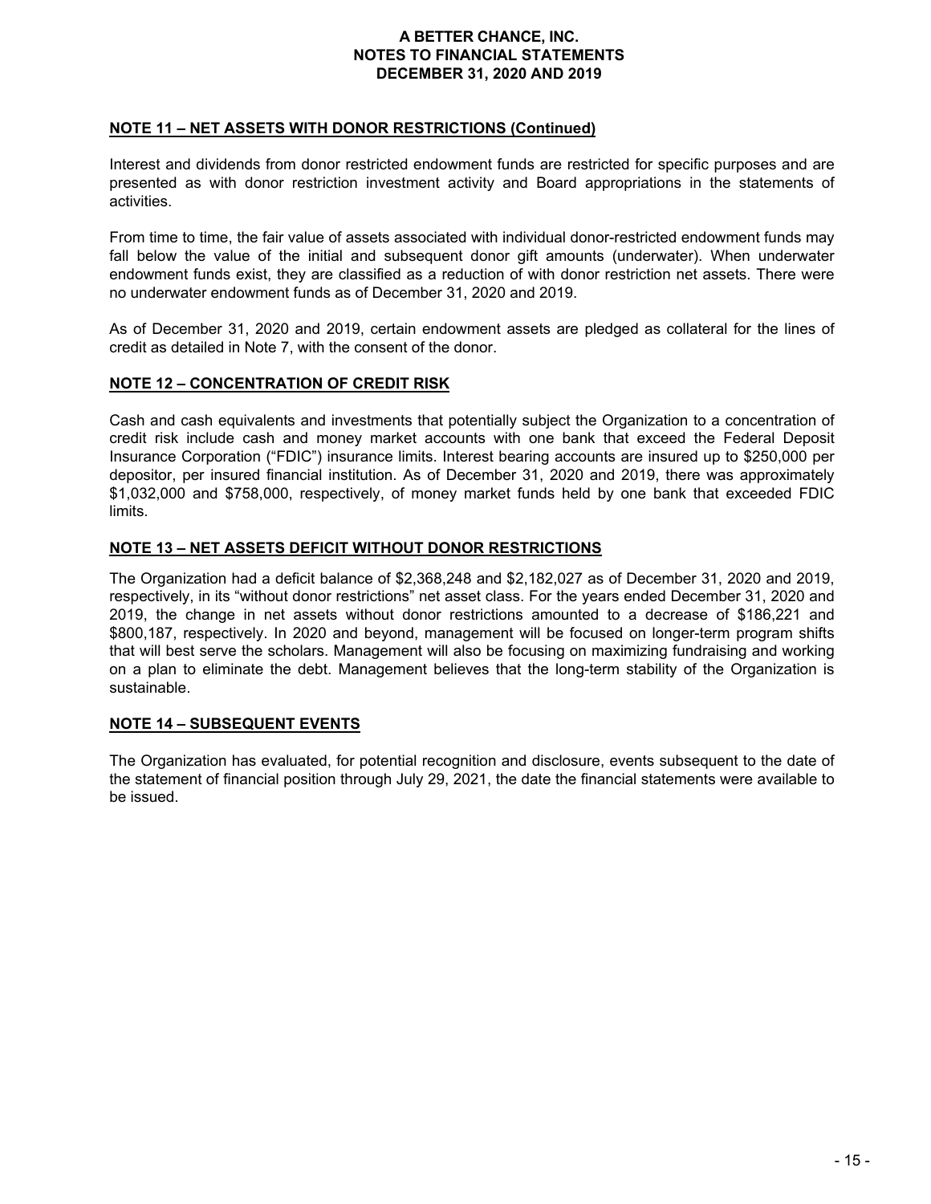## NOTE 11 – NET ASSETS WITH DONOR RESTRICTIONS (Continued)

Interest and dividends from donor restricted endowment funds are restricted for specific purposes and are presented as with donor restriction investment activity and Board appropriations in the statements of activities.

From time to time, the fair value of assets associated with individual donor-restricted endowment funds may fall below the value of the initial and subsequent donor gift amounts (underwater). When underwater endowment funds exist, they are classified as a reduction of with donor restriction net assets. There were no underwater endowment funds as of December 31, 2020 and 2019.

As of December 31, 2020 and 2019, certain endowment assets are pledged as collateral for the lines of credit as detailed in Note 7, with the consent of the donor.

## NOTE 12 – CONCENTRATION OF CREDIT RISK

Cash and cash equivalents and investments that potentially subject the Organization to a concentration of credit risk include cash and money market accounts with one bank that exceed the Federal Deposit Insurance Corporation ("FDIC") insurance limits. Interest bearing accounts are insured up to $250,000 per depositor, per insured financial institution. As of December 31, 2020 and 2019, there was approximately $1,032,000 and $758,000, respectively, of money market funds held by one bank that exceeded FDIC limits.

## NOTE 13 – NET ASSETS DEFICIT WITHOUT DONOR RESTRICTIONS

The Organization had a deficit balance of $2,368,248 and $2,182,027 as of December 31, 2020 and 2019, respectively, in its "without donor restrictions" net asset class. For the years ended December 31, 2020 and 2019, the change in net assets without donor restrictions amounted to a decrease of $186,221 and $800,187, respectively. In 2020 and beyond, management will be focused on longer-term program shifts that will best serve the scholars. Management will also be focusing on maximizing fundraising and working on a plan to eliminate the debt. Management believes that the long-term stability of the Organization is sustainable.

## NOTE 14 – SUBSEQUENT EVENTS

The Organization has evaluated, for potential recognition and disclosure, events subsequent to the date of the statement of financial position through July 29, 2021, the date the financial statements were available to be issued.